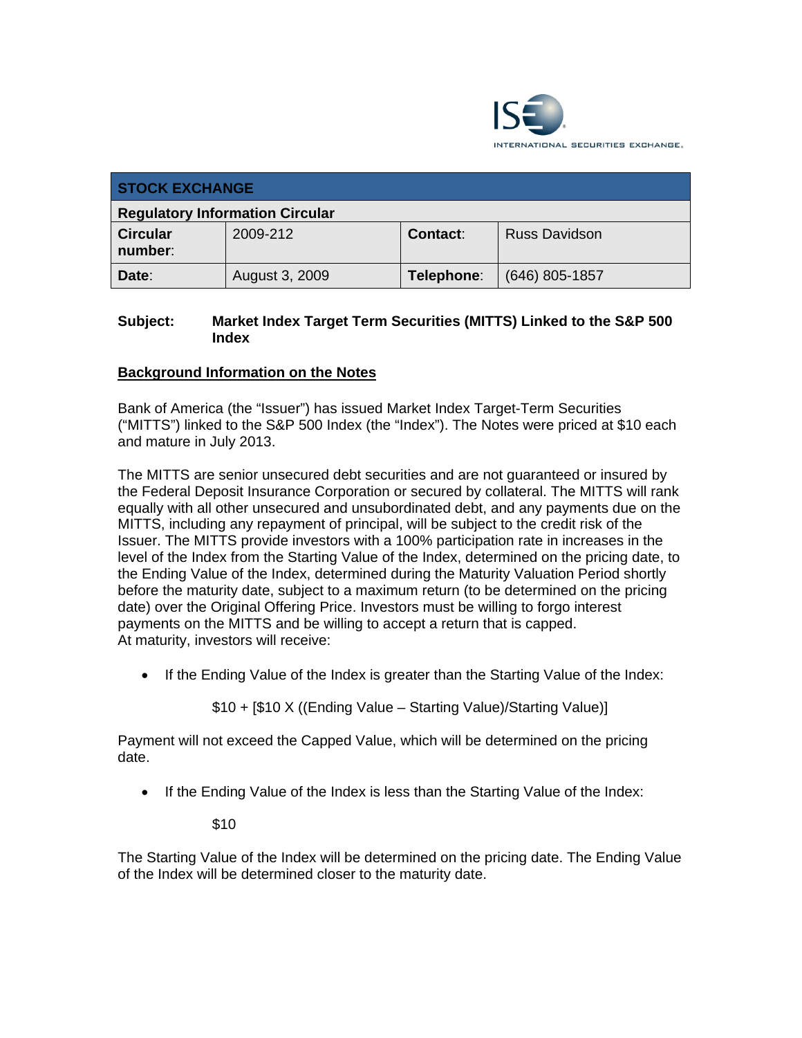INTERNATIONAL SECURITIES EXCHANGE.

| STOCK EXCHANGE | | | |
|---|---|---|---|
| **Regulatory Information Circular** | | | |
| **Circular number**: | 2009-212 | **Contact**: | Russ Davidson |
| **Date**: | August 3, 2009 | **Telephone**: | (646) 805-1857 |

**Subject: Market Index Target Term Securities (MITTS) Linked to the S&P 500 Index**

## Background Information on the Notes

Bank of America (the "Issuer") has issued Market Index Target-Term Securities ("MITTS") linked to the S&P 500 Index (the "Index"). The Notes were priced at $10 each and mature in July 2013.

The MITTS are senior unsecured debt securities and are not guaranteed or insured by the Federal Deposit Insurance Corporation or secured by collateral. The MITTS will rank equally with all other unsecured and unsubordinated debt, and any payments due on the MITTS, including any repayment of principal, will be subject to the credit risk of the Issuer. The MITTS provide investors with a 100% participation rate in increases in the level of the Index from the Starting Value of the Index, determined on the pricing date, to the Ending Value of the Index, determined during the Maturity Valuation Period shortly before the maturity date, subject to a maximum return (to be determined on the pricing date) over the Original Offering Price. Investors must be willing to forgo interest payments on the MITTS and be willing to accept a return that is capped.
At maturity, investors will receive:

- If the Ending Value of the Index is greater than the Starting Value of the Index:

  $10 + [$10 X ((Ending Value – Starting Value)/Starting Value)]

Payment will not exceed the Capped Value, which will be determined on the pricing date.

- If the Ending Value of the Index is less than the Starting Value of the Index:

  $10

The Starting Value of the Index will be determined on the pricing date. The Ending Value of the Index will be determined closer to the maturity date.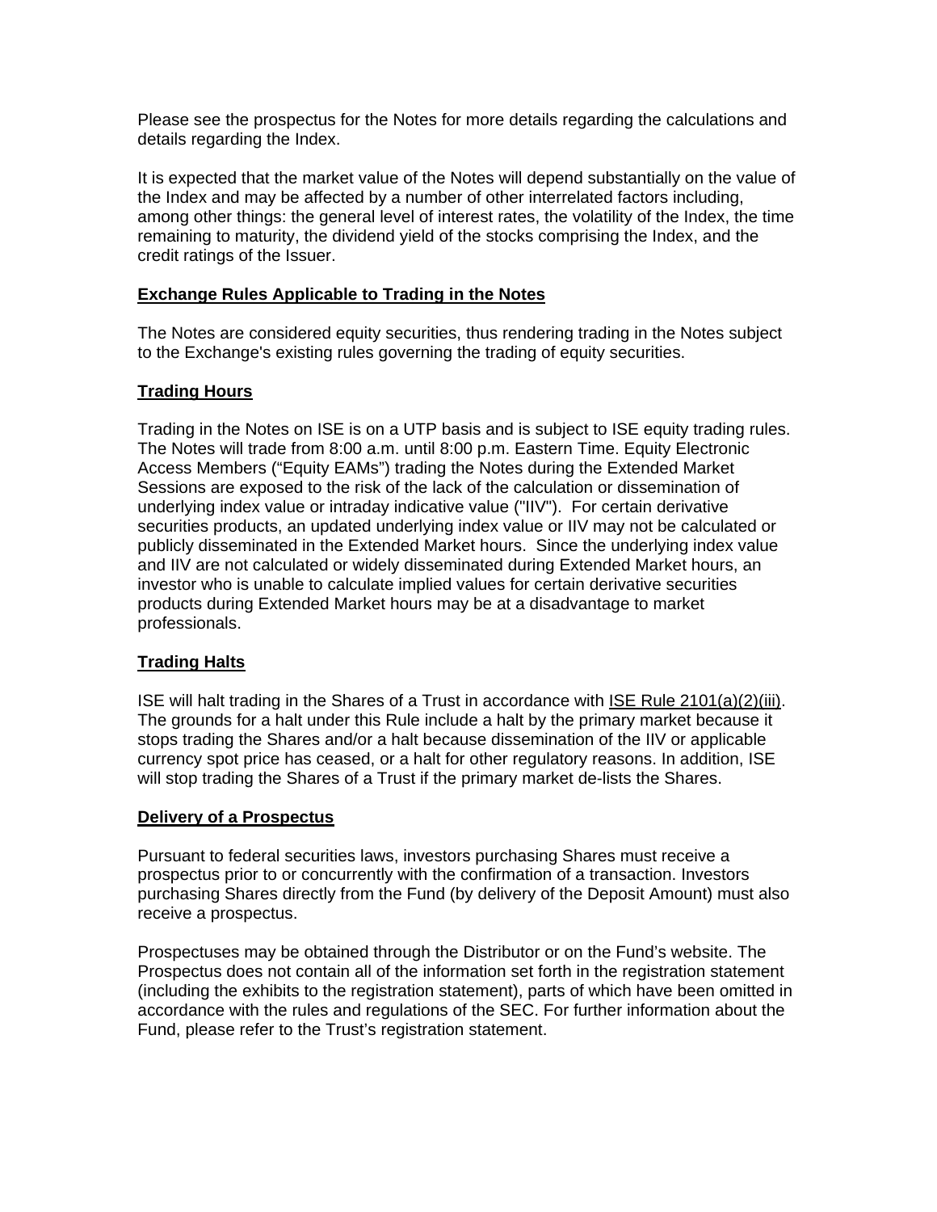Please see the prospectus for the Notes for more details regarding the calculations and details regarding the Index.

It is expected that the market value of the Notes will depend substantially on the value of the Index and may be affected by a number of other interrelated factors including, among other things: the general level of interest rates, the volatility of the Index, the time remaining to maturity, the dividend yield of the stocks comprising the Index, and the credit ratings of the Issuer.

**Exchange Rules Applicable to Trading in the Notes**

The Notes are considered equity securities, thus rendering trading in the Notes subject to the Exchange's existing rules governing the trading of equity securities.

**Trading Hours**

Trading in the Notes on ISE is on a UTP basis and is subject to ISE equity trading rules. The Notes will trade from 8:00 a.m. until 8:00 p.m. Eastern Time. Equity Electronic Access Members ("Equity EAMs") trading the Notes during the Extended Market Sessions are exposed to the risk of the lack of the calculation or dissemination of underlying index value or intraday indicative value ("IIV"). For certain derivative securities products, an updated underlying index value or IIV may not be calculated or publicly disseminated in the Extended Market hours. Since the underlying index value and IIV are not calculated or widely disseminated during Extended Market hours, an investor who is unable to calculate implied values for certain derivative securities products during Extended Market hours may be at a disadvantage to market professionals.

**Trading Halts**

ISE will halt trading in the Shares of a Trust in accordance with ISE Rule 2101(a)(2)(iii). The grounds for a halt under this Rule include a halt by the primary market because it stops trading the Shares and/or a halt because dissemination of the IIV or applicable currency spot price has ceased, or a halt for other regulatory reasons. In addition, ISE will stop trading the Shares of a Trust if the primary market de-lists the Shares.

**Delivery of a Prospectus**

Pursuant to federal securities laws, investors purchasing Shares must receive a prospectus prior to or concurrently with the confirmation of a transaction. Investors purchasing Shares directly from the Fund (by delivery of the Deposit Amount) must also receive a prospectus.

Prospectuses may be obtained through the Distributor or on the Fund's website. The Prospectus does not contain all of the information set forth in the registration statement (including the exhibits to the registration statement), parts of which have been omitted in accordance with the rules and regulations of the SEC. For further information about the Fund, please refer to the Trust's registration statement.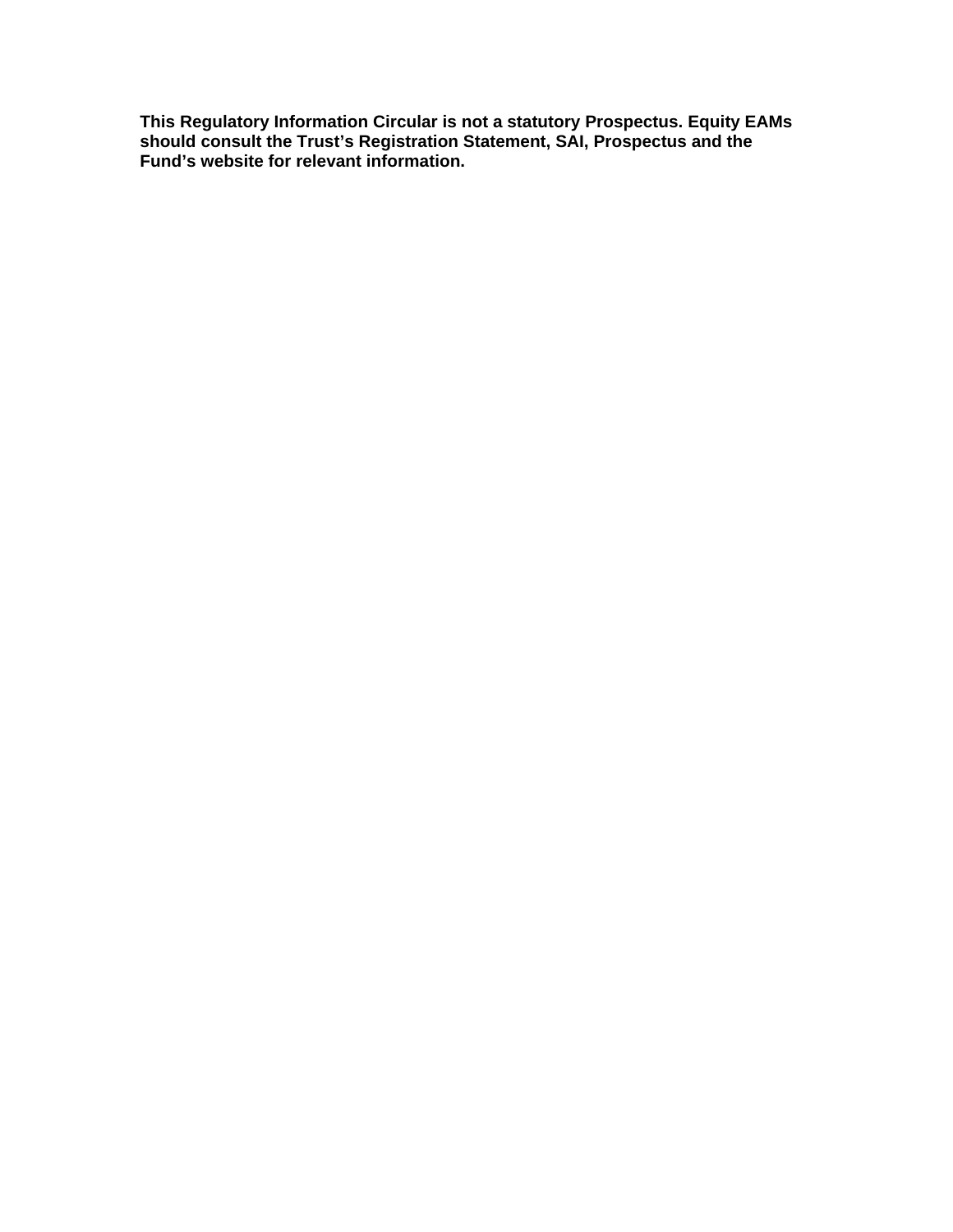**This Regulatory Information Circular is not a statutory Prospectus. Equity EAMs should consult the Trust’s Registration Statement, SAI, Prospectus and the Fund’s website for relevant information.**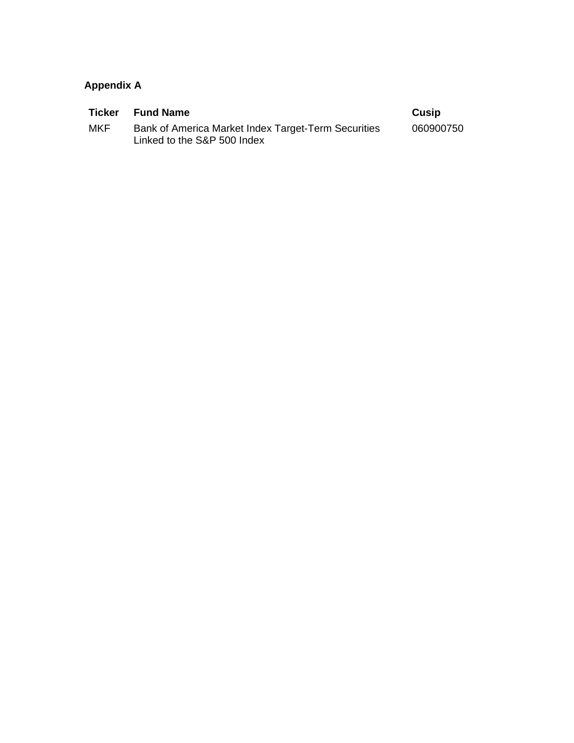## Appendix A

| Ticker | Fund Name | Cusip |
|---|---|---|
| MKF | Bank of America Market Index Target-Term Securities Linked to the S&P 500 Index | 060900750 |